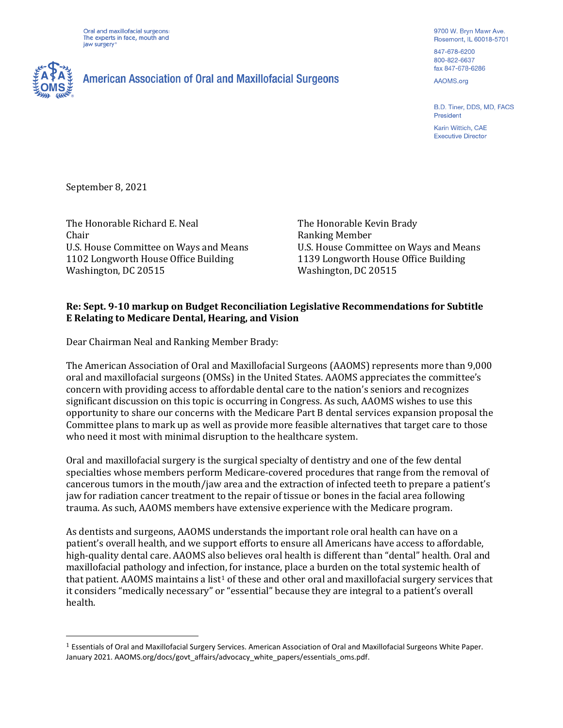Oral and maxillofacial surgeons:
The experts in face, mouth and jaw surgery®

American Association of Oral and Maxillofacial Surgeons

9700 W. Bryn Mawr Ave.
Rosemont, IL 60018-5701

847-678-6200
800-822-6637
fax 847-678-6286

AAOMS.org

B.D. Tiner, DDS, MD, FACS
President

Karin Wittich, CAE
Executive Director

September 8, 2021

The Honorable Richard E. Neal
Chair
U.S. House Committee on Ways and Means
1102 Longworth House Office Building
Washington, DC 20515

The Honorable Kevin Brady
Ranking Member
U.S. House Committee on Ways and Means
1139 Longworth House Office Building
Washington, DC 20515

**Re: Sept. 9-10 markup on Budget Reconciliation Legislative Recommendations for Subtitle E Relating to Medicare Dental, Hearing, and Vision**

Dear Chairman Neal and Ranking Member Brady:

The American Association of Oral and Maxillofacial Surgeons (AAOMS) represents more than 9,000 oral and maxillofacial surgeons (OMSs) in the United States. AAOMS appreciates the committee's concern with providing access to affordable dental care to the nation's seniors and recognizes significant discussion on this topic is occurring in Congress. As such, AAOMS wishes to use this opportunity to share our concerns with the Medicare Part B dental services expansion proposal the Committee plans to mark up as well as provide more feasible alternatives that target care to those who need it most with minimal disruption to the healthcare system.

Oral and maxillofacial surgery is the surgical specialty of dentistry and one of the few dental specialties whose members perform Medicare-covered procedures that range from the removal of cancerous tumors in the mouth/jaw area and the extraction of infected teeth to prepare a patient's jaw for radiation cancer treatment to the repair of tissue or bones in the facial area following trauma. As such, AAOMS members have extensive experience with the Medicare program.

As dentists and surgeons, AAOMS understands the important role oral health can have on a patient's overall health, and we support efforts to ensure all Americans have access to affordable, high-quality dental care. AAOMS also believes oral health is different than "dental" health. Oral and maxillofacial pathology and infection, for instance, place a burden on the total systemic health of that patient. AAOMS maintains a list[1] of these and other oral and maxillofacial surgery services that it considers "medically necessary" or "essential" because they are integral to a patient's overall health.

[1] Essentials of Oral and Maxillofacial Surgery Services. American Association of Oral and Maxillofacial Surgeons White Paper. January 2021. AAOMS.org/docs/govt_affairs/advocacy_white_papers/essentials_oms.pdf.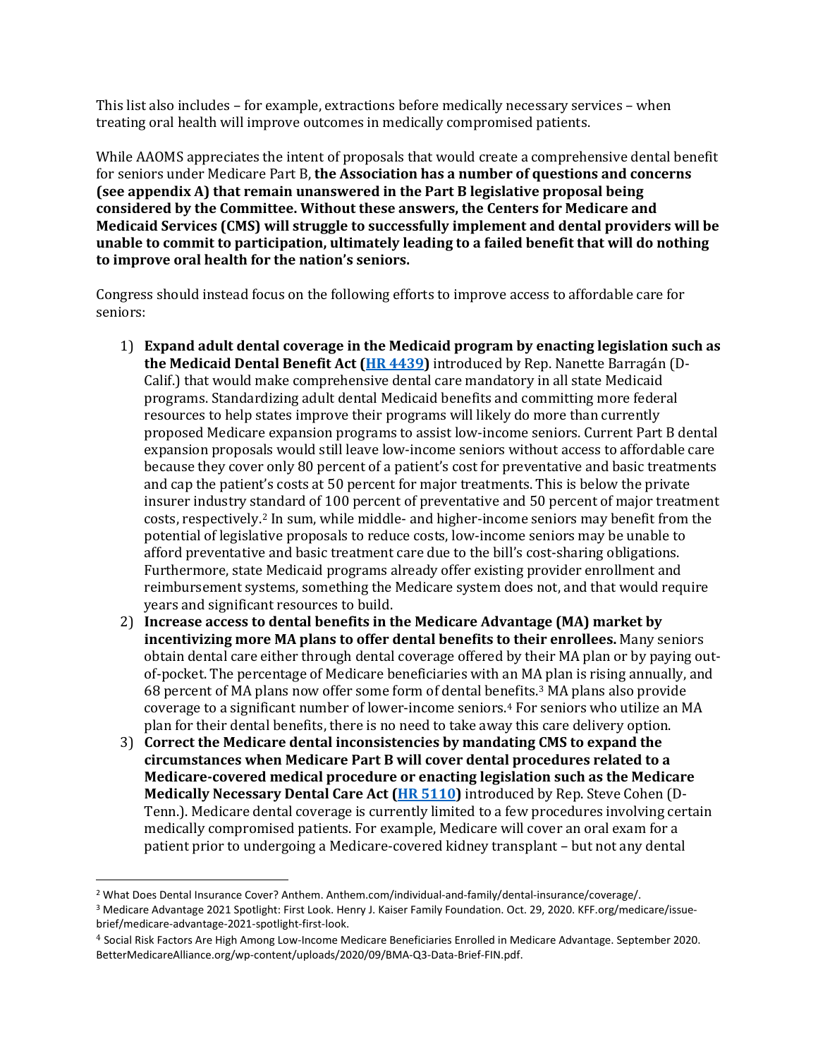This list also includes – for example, extractions before medically necessary services – when treating oral health will improve outcomes in medically compromised patients.

While AAOMS appreciates the intent of proposals that would create a comprehensive dental benefit for seniors under Medicare Part B, **the Association has a number of questions and concerns (see appendix A) that remain unanswered in the Part B legislative proposal being considered by the Committee. Without these answers, the Centers for Medicare and Medicaid Services (CMS) will struggle to successfully implement and dental providers will be unable to commit to participation, ultimately leading to a failed benefit that will do nothing to improve oral health for the nation's seniors.**

Congress should instead focus on the following efforts to improve access to affordable care for seniors:

1) **Expand adult dental coverage in the Medicaid program by enacting legislation such as the Medicaid Dental Benefit Act ([HR 4439])** introduced by Rep. Nanette Barragán (D-Calif.) that would make comprehensive dental care mandatory in all state Medicaid programs. Standardizing adult dental Medicaid benefits and committing more federal resources to help states improve their programs will likely do more than currently proposed Medicare expansion programs to assist low-income seniors. Current Part B dental expansion proposals would still leave low-income seniors without access to affordable care because they cover only 80 percent of a patient's cost for preventative and basic treatments and cap the patient's costs at 50 percent for major treatments. This is below the private insurer industry standard of 100 percent of preventative and 50 percent of major treatment costs, respectively.[2] In sum, while middle- and higher-income seniors may benefit from the potential of legislative proposals to reduce costs, low-income seniors may be unable to afford preventative and basic treatment care due to the bill's cost-sharing obligations. Furthermore, state Medicaid programs already offer existing provider enrollment and reimbursement systems, something the Medicare system does not, and that would require years and significant resources to build.
2) **Increase access to dental benefits in the Medicare Advantage (MA) market by incentivizing more MA plans to offer dental benefits to their enrollees.** Many seniors obtain dental care either through dental coverage offered by their MA plan or by paying out-of-pocket. The percentage of Medicare beneficiaries with an MA plan is rising annually, and 68 percent of MA plans now offer some form of dental benefits.[3] MA plans also provide coverage to a significant number of lower-income seniors.[4] For seniors who utilize an MA plan for their dental benefits, there is no need to take away this care delivery option.
3) **Correct the Medicare dental inconsistencies by mandating CMS to expand the circumstances when Medicare Part B will cover dental procedures related to a Medicare-covered medical procedure or enacting legislation such as the Medicare Medically Necessary Dental Care Act ([HR 5110])** introduced by Rep. Steve Cohen (D-Tenn.). Medicare dental coverage is currently limited to a few procedures involving certain medically compromised patients. For example, Medicare will cover an oral exam for a patient prior to undergoing a Medicare-covered kidney transplant – but not any dental

---

[2] What Does Dental Insurance Cover? Anthem. Anthem.com/individual-and-family/dental-insurance/coverage/.

[3] Medicare Advantage 2021 Spotlight: First Look. Henry J. Kaiser Family Foundation. Oct. 29, 2020. KFF.org/medicare/issue-brief/medicare-advantage-2021-spotlight-first-look.

[4] Social Risk Factors Are High Among Low-Income Medicare Beneficiaries Enrolled in Medicare Advantage. September 2020. BetterMedicareAlliance.org/wp-content/uploads/2020/09/BMA-Q3-Data-Brief-FIN.pdf.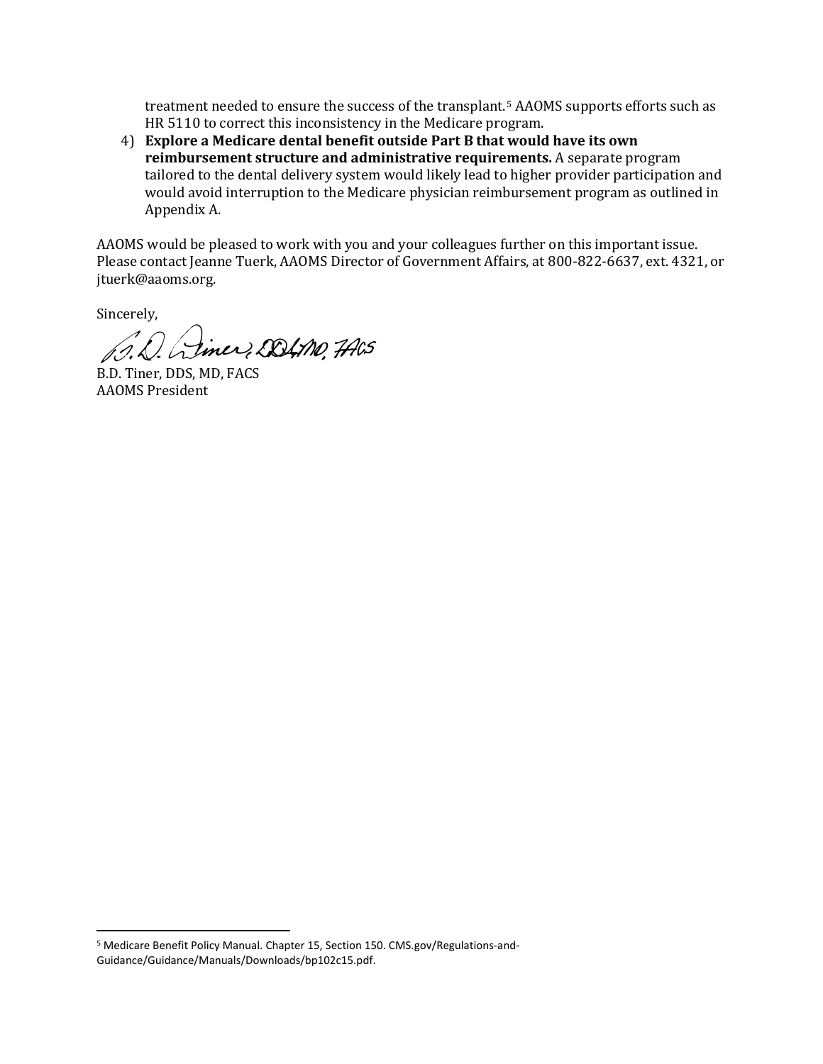treatment needed to ensure the success of the transplant.[5] AAOMS supports efforts such as HR 5110 to correct this inconsistency in the Medicare program.

4) **Explore a Medicare dental benefit outside Part B that would have its own reimbursement structure and administrative requirements.** A separate program tailored to the dental delivery system would likely lead to higher provider participation and would avoid interruption to the Medicare physician reimbursement program as outlined in Appendix A.

AAOMS would be pleased to work with you and your colleagues further on this important issue. Please contact Jeanne Tuerk, AAOMS Director of Government Affairs, at 800-822-6637, ext. 4321, or jtuerk@aaoms.org.

Sincerely,

B.D. Tiner, DDS, MD, FACS
AAOMS President

---

[5] Medicare Benefit Policy Manual. Chapter 15, Section 150. CMS.gov/Regulations-and-Guidance/Guidance/Manuals/Downloads/bp102c15.pdf.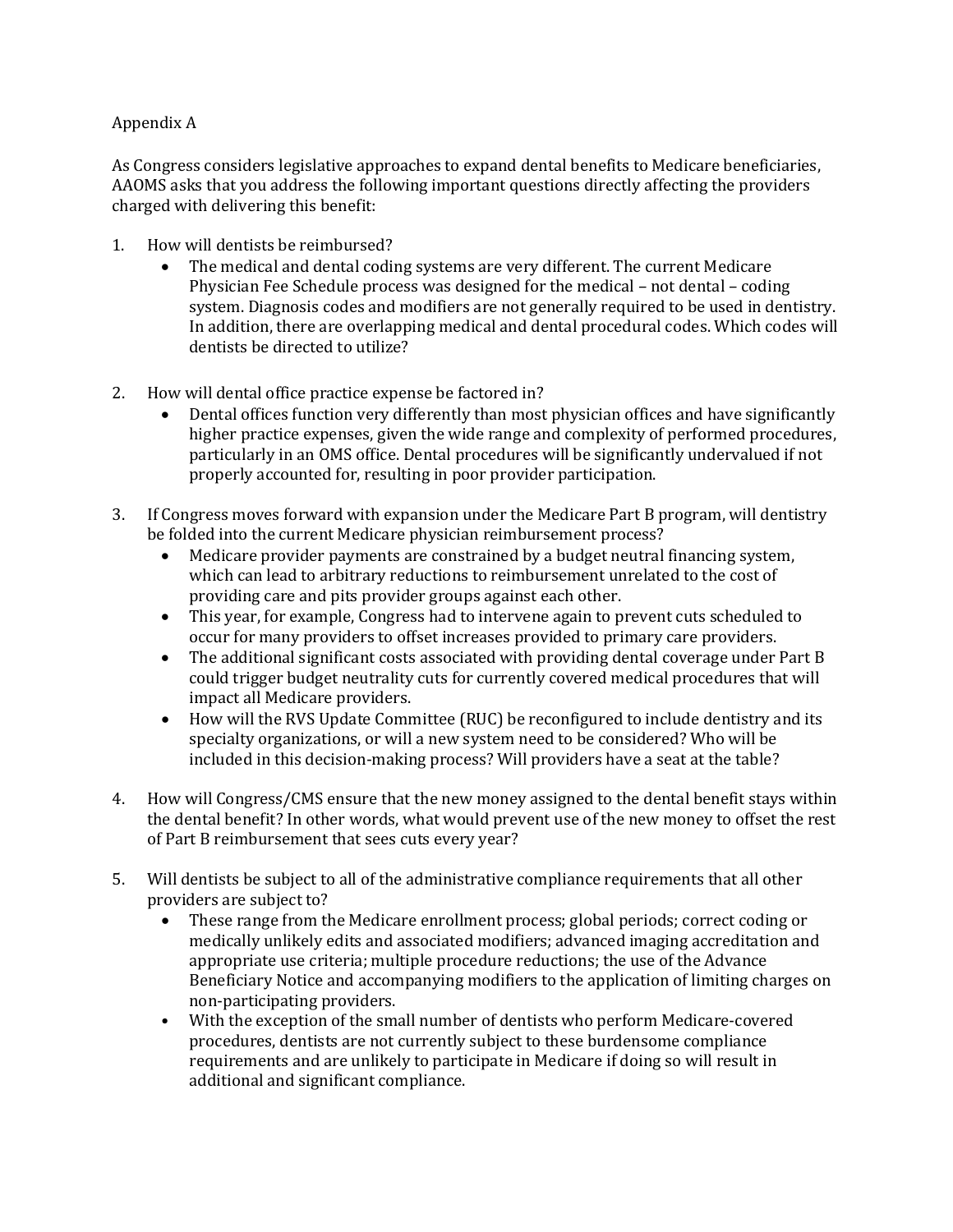Appendix A

As Congress considers legislative approaches to expand dental benefits to Medicare beneficiaries, AAOMS asks that you address the following important questions directly affecting the providers charged with delivering this benefit:

1. How will dentists be reimbursed?
   - The medical and dental coding systems are very different. The current Medicare Physician Fee Schedule process was designed for the medical – not dental – coding system. Diagnosis codes and modifiers are not generally required to be used in dentistry. In addition, there are overlapping medical and dental procedural codes. Which codes will dentists be directed to utilize?

2. How will dental office practice expense be factored in?
   - Dental offices function very differently than most physician offices and have significantly higher practice expenses, given the wide range and complexity of performed procedures, particularly in an OMS office. Dental procedures will be significantly undervalued if not properly accounted for, resulting in poor provider participation.

3. If Congress moves forward with expansion under the Medicare Part B program, will dentistry be folded into the current Medicare physician reimbursement process?
   - Medicare provider payments are constrained by a budget neutral financing system, which can lead to arbitrary reductions to reimbursement unrelated to the cost of providing care and pits provider groups against each other.
   - This year, for example, Congress had to intervene again to prevent cuts scheduled to occur for many providers to offset increases provided to primary care providers.
   - The additional significant costs associated with providing dental coverage under Part B could trigger budget neutrality cuts for currently covered medical procedures that will impact all Medicare providers.
   - How will the RVS Update Committee (RUC) be reconfigured to include dentistry and its specialty organizations, or will a new system need to be considered? Who will be included in this decision-making process? Will providers have a seat at the table?

4. How will Congress/CMS ensure that the new money assigned to the dental benefit stays within the dental benefit? In other words, what would prevent use of the new money to offset the rest of Part B reimbursement that sees cuts every year?

5. Will dentists be subject to all of the administrative compliance requirements that all other providers are subject to?
   - These range from the Medicare enrollment process; global periods; correct coding or medically unlikely edits and associated modifiers; advanced imaging accreditation and appropriate use criteria; multiple procedure reductions; the use of the Advance Beneficiary Notice and accompanying modifiers to the application of limiting charges on non-participating providers.
   - With the exception of the small number of dentists who perform Medicare-covered procedures, dentists are not currently subject to these burdensome compliance requirements and are unlikely to participate in Medicare if doing so will result in additional and significant compliance.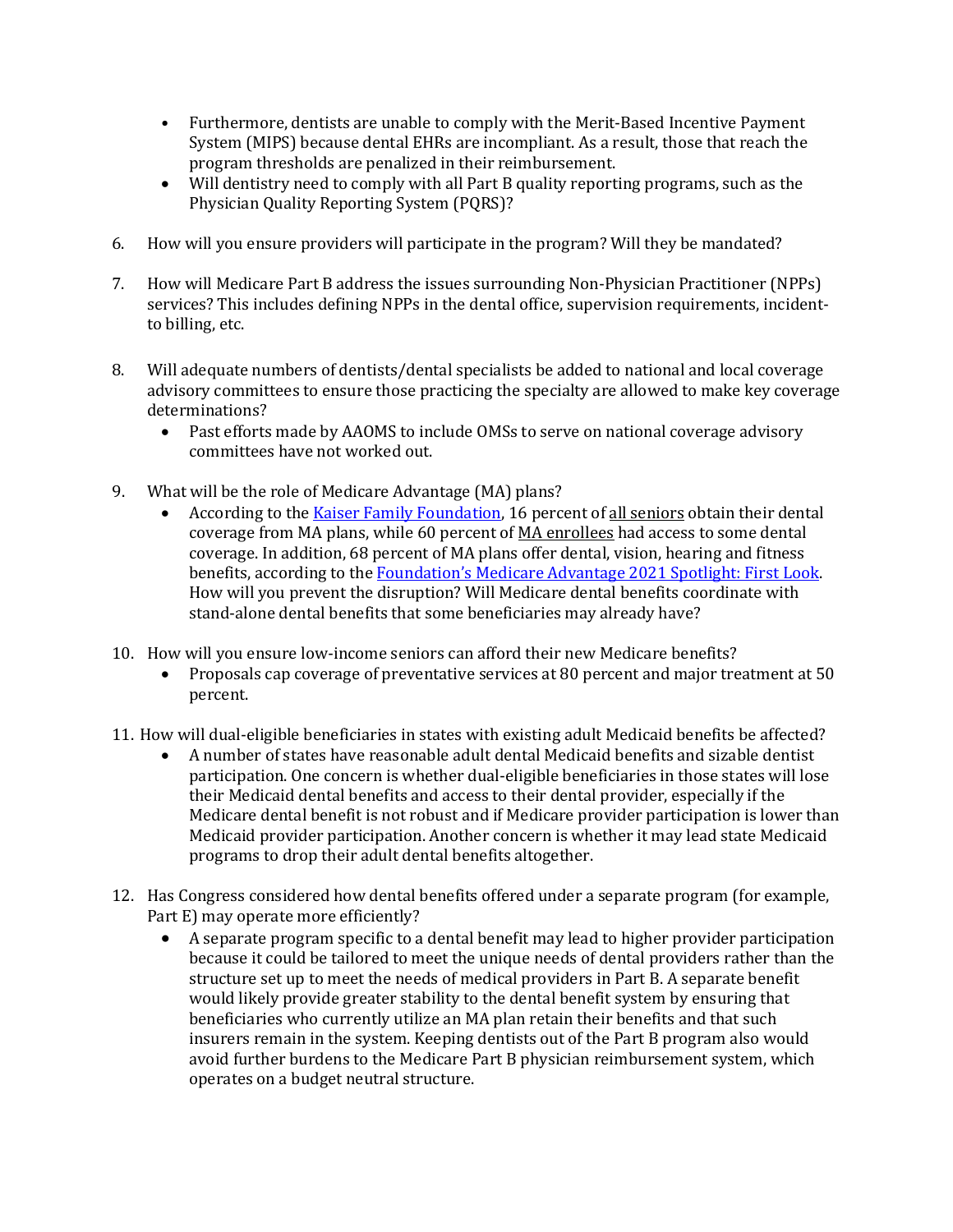- Furthermore, dentists are unable to comply with the Merit-Based Incentive Payment System (MIPS) because dental EHRs are incompliant. As a result, those that reach the program thresholds are penalized in their reimbursement.
- Will dentistry need to comply with all Part B quality reporting programs, such as the Physician Quality Reporting System (PQRS)?

6. How will you ensure providers will participate in the program? Will they be mandated?

7. How will Medicare Part B address the issues surrounding Non-Physician Practitioner (NPPs) services? This includes defining NPPs in the dental office, supervision requirements, incident-to billing, etc.

8. Will adequate numbers of dentists/dental specialists be added to national and local coverage advisory committees to ensure those practicing the specialty are allowed to make key coverage determinations?
   - Past efforts made by AAOMS to include OMSs to serve on national coverage advisory committees have not worked out.

9. What will be the role of Medicare Advantage (MA) plans?
   - According to the [Kaiser Family Foundation](), 16 percent of all seniors obtain their dental coverage from MA plans, while 60 percent of MA enrollees had access to some dental coverage. In addition, 68 percent of MA plans offer dental, vision, hearing and fitness benefits, according to the [Foundation's Medicare Advantage 2021 Spotlight: First Look](). How will you prevent the disruption? Will Medicare dental benefits coordinate with stand-alone dental benefits that some beneficiaries may already have?

10. How will you ensure low-income seniors can afford their new Medicare benefits?
    - Proposals cap coverage of preventative services at 80 percent and major treatment at 50 percent.

11. How will dual-eligible beneficiaries in states with existing adult Medicaid benefits be affected?
    - A number of states have reasonable adult dental Medicaid benefits and sizable dentist participation. One concern is whether dual-eligible beneficiaries in those states will lose their Medicaid dental benefits and access to their dental provider, especially if the Medicare dental benefit is not robust and if Medicare provider participation is lower than Medicaid provider participation. Another concern is whether it may lead state Medicaid programs to drop their adult dental benefits altogether.

12. Has Congress considered how dental benefits offered under a separate program (for example, Part E) may operate more efficiently?
    - A separate program specific to a dental benefit may lead to higher provider participation because it could be tailored to meet the unique needs of dental providers rather than the structure set up to meet the needs of medical providers in Part B. A separate benefit would likely provide greater stability to the dental benefit system by ensuring that beneficiaries who currently utilize an MA plan retain their benefits and that such insurers remain in the system. Keeping dentists out of the Part B program also would avoid further burdens to the Medicare Part B physician reimbursement system, which operates on a budget neutral structure.